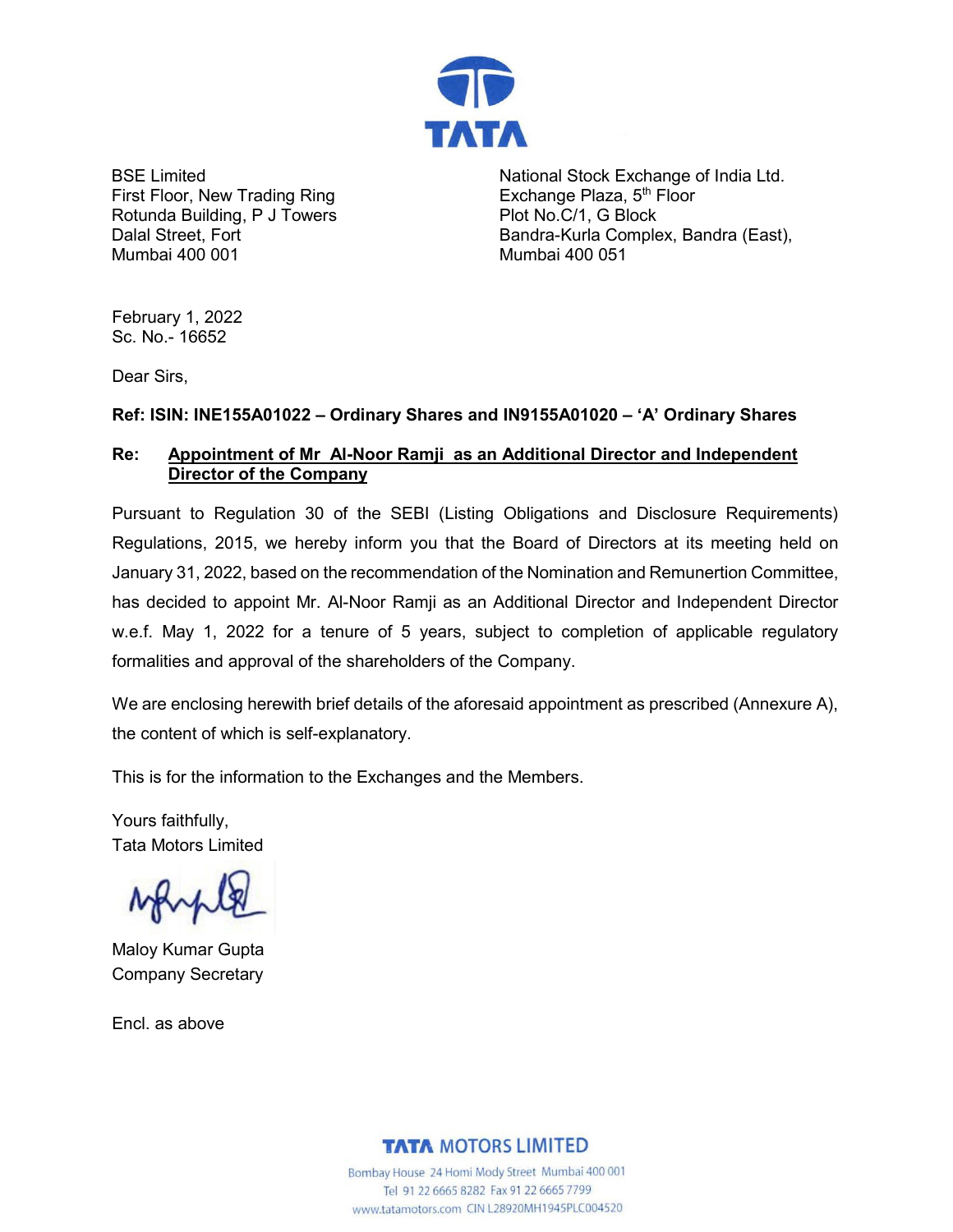BSE Limited
First Floor, New Trading Ring
Rotunda Building, P J Towers
Dalal Street, Fort
Mumbai 400 001

National Stock Exchange of India Ltd.
Exchange Plaza, 5th Floor
Plot No.C/1, G Block
Bandra-Kurla Complex, Bandra (East),
Mumbai 400 051

February 1, 2022
Sc. No.- 16652

Dear Sirs,

**Ref: ISIN: INE155A01022 – Ordinary Shares and IN9155A01020 – 'A' Ordinary Shares**

**Re: Appointment of Mr Al-Noor Ramji as an Additional Director and Independent Director of the Company**

Pursuant to Regulation 30 of the SEBI (Listing Obligations and Disclosure Requirements) Regulations, 2015, we hereby inform you that the Board of Directors at its meeting held on January 31, 2022, based on the recommendation of the Nomination and Remunertion Committee, has decided to appoint Mr. Al-Noor Ramji as an Additional Director and Independent Director w.e.f. May 1, 2022 for a tenure of 5 years, subject to completion of applicable regulatory formalities and approval of the shareholders of the Company.

We are enclosing herewith brief details of the aforesaid appointment as prescribed (Annexure A), the content of which is self-explanatory.

This is for the information to the Exchanges and the Members.

Yours faithfully,
Tata Motors Limited

Maloy Kumar Gupta
Company Secretary

Encl. as above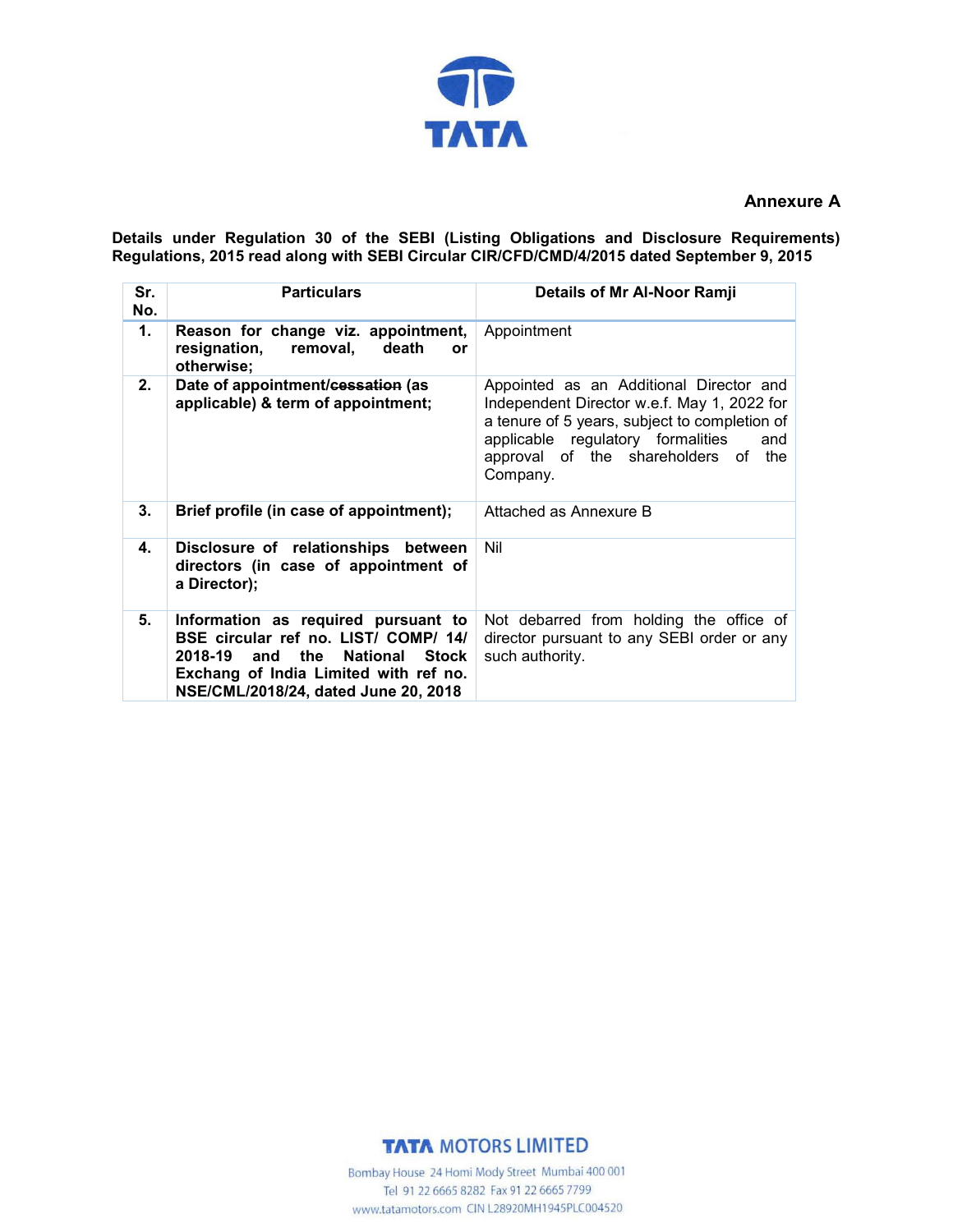**Annexure A**

**Details under Regulation 30 of the SEBI (Listing Obligations and Disclosure Requirements) Regulations, 2015 read along with SEBI Circular CIR/CFD/CMD/4/2015 dated September 9, 2015**

| Sr. No. | Particulars | Details of Mr Al-Noor Ramji |
|---|---|---|
| **1.** | **Reason for change viz. appointment, resignation, removal, death or otherwise;** | Appointment |
| **2.** | **Date of appointment/~~cessation~~ (as applicable) & term of appointment;** | Appointed as an Additional Director and Independent Director w.e.f. May 1, 2022 for a tenure of 5 years, subject to completion of applicable regulatory formalities and approval of the shareholders of the Company. |
| **3.** | **Brief profile (in case of appointment);** | Attached as Annexure B |
| **4.** | **Disclosure of relationships between directors (in case of appointment of a Director);** | Nil |
| **5.** | **Information as required pursuant to BSE circular ref no. LIST/ COMP/ 14/ 2018-19 and the National Stock Exchang of India Limited with ref no. NSE/CML/2018/24, dated June 20, 2018** | Not debarred from holding the office of director pursuant to any SEBI order or any such authority. |

**TATA MOTORS LIMITED**

Bombay House 24 Homi Mody Street Mumbai 400 001
Tel 91 22 6665 8282 Fax 91 22 6665 7799
www.tatamotors.com CIN L28920MH1945PLC004520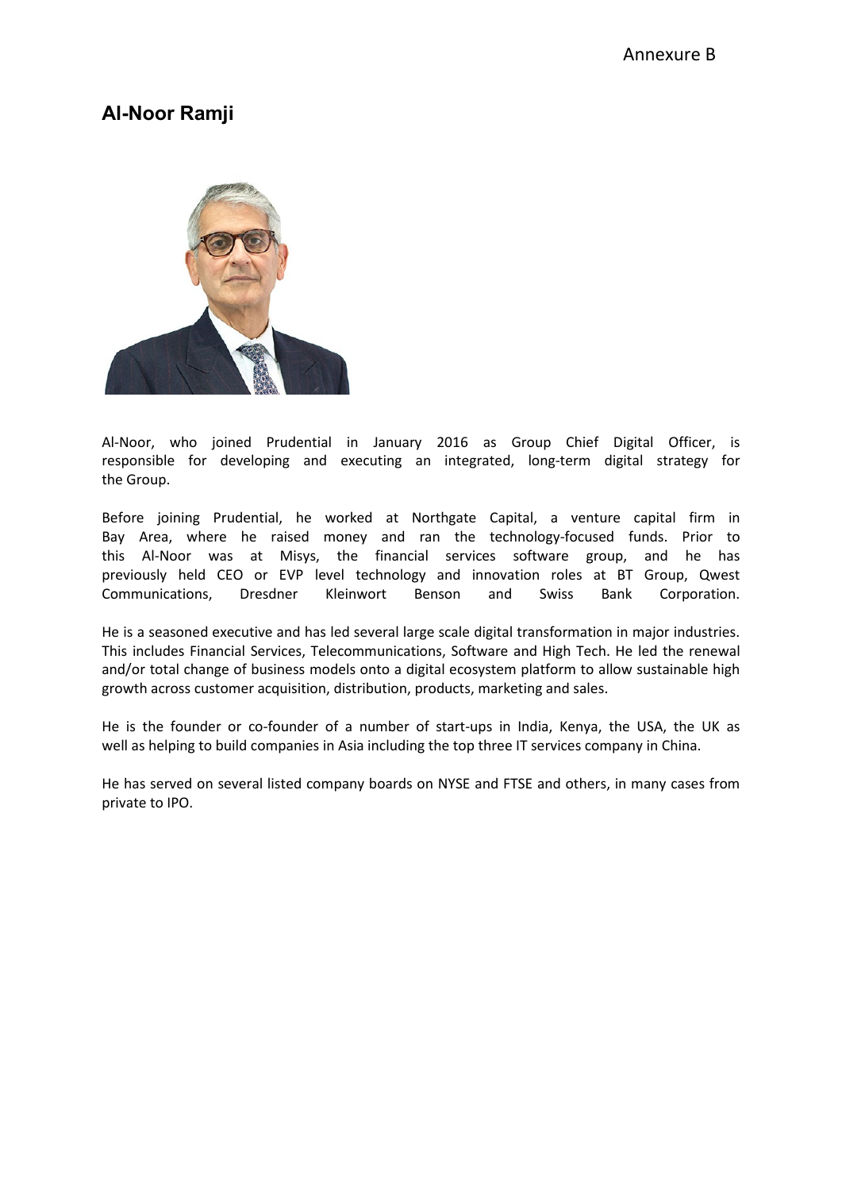Annexure B

## Al-Noor Ramji

Al-Noor, who joined Prudential in January 2016 as Group Chief Digital Officer, is responsible for developing and executing an integrated, long-term digital strategy for the Group.

Before joining Prudential, he worked at Northgate Capital, a venture capital firm in Bay Area, where he raised money and ran the technology-focused funds. Prior to this Al-Noor was at Misys, the financial services software group, and he has previously held CEO or EVP level technology and innovation roles at BT Group, Qwest Communications, Dresdner Kleinwort Benson and Swiss Bank Corporation.

He is a seasoned executive and has led several large scale digital transformation in major industries. This includes Financial Services, Telecommunications, Software and High Tech. He led the renewal and/or total change of business models onto a digital ecosystem platform to allow sustainable high growth across customer acquisition, distribution, products, marketing and sales.

He is the founder or co-founder of a number of start-ups in India, Kenya, the USA, the UK as well as helping to build companies in Asia including the top three IT services company in China.

He has served on several listed company boards on NYSE and FTSE and others, in many cases from private to IPO.